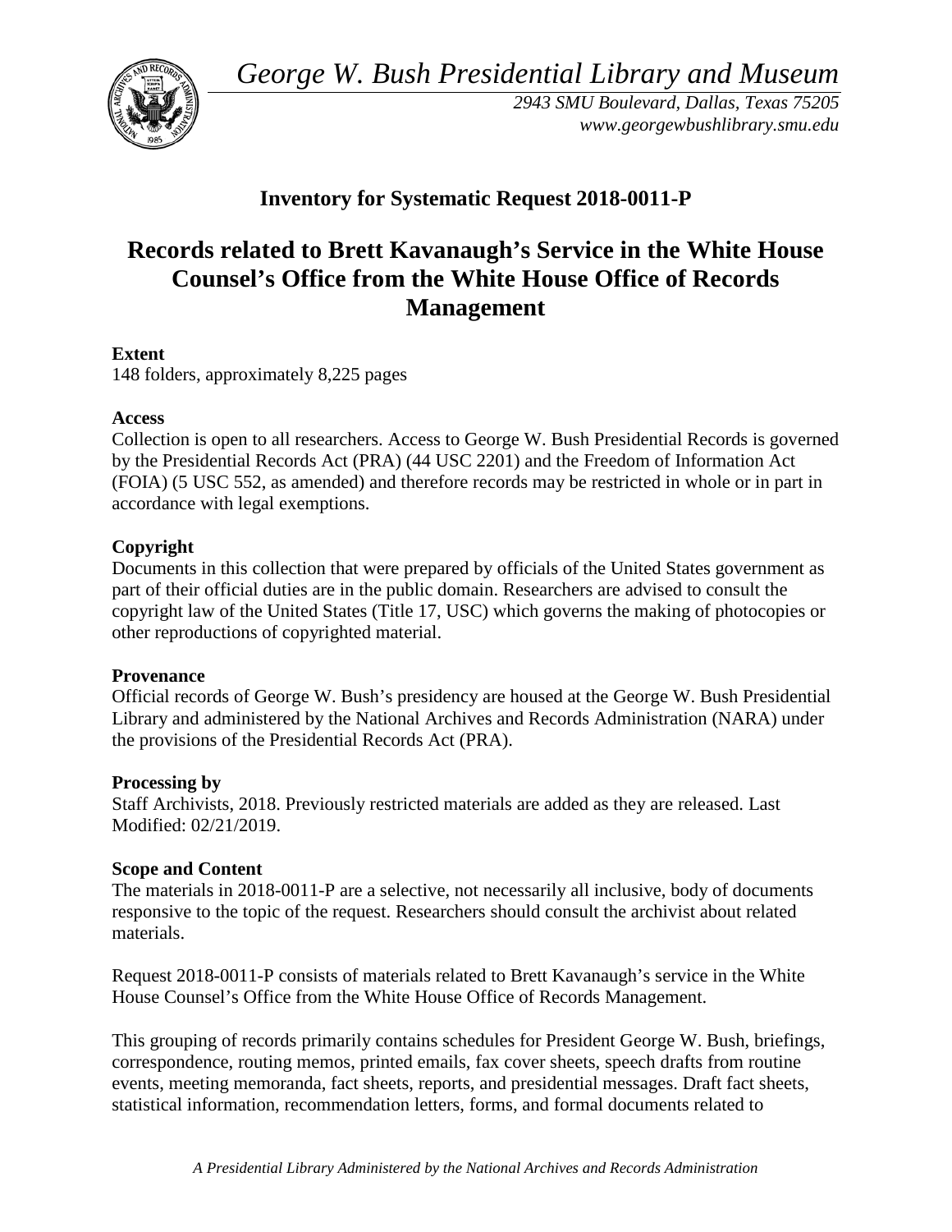*George W. Bush Presidential Library and Museum*

*2943 SMU Boulevard, Dallas, Texas 75205*
*www.georgewbushlibrary.smu.edu*

## Inventory for Systematic Request 2018-0011-P

# Records related to Brett Kavanaugh's Service in the White House Counsel's Office from the White House Office of Records Management

**Extent**
148 folders, approximately 8,225 pages

**Access**
Collection is open to all researchers. Access to George W. Bush Presidential Records is governed by the Presidential Records Act (PRA) (44 USC 2201) and the Freedom of Information Act (FOIA) (5 USC 552, as amended) and therefore records may be restricted in whole or in part in accordance with legal exemptions.

**Copyright**
Documents in this collection that were prepared by officials of the United States government as part of their official duties are in the public domain. Researchers are advised to consult the copyright law of the United States (Title 17, USC) which governs the making of photocopies or other reproductions of copyrighted material.

**Provenance**
Official records of George W. Bush's presidency are housed at the George W. Bush Presidential Library and administered by the National Archives and Records Administration (NARA) under the provisions of the Presidential Records Act (PRA).

**Processing by**
Staff Archivists, 2018. Previously restricted materials are added as they are released. Last Modified: 02/21/2019.

**Scope and Content**
The materials in 2018-0011-P are a selective, not necessarily all inclusive, body of documents responsive to the topic of the request. Researchers should consult the archivist about related materials.

Request 2018-0011-P consists of materials related to Brett Kavanaugh's service in the White House Counsel's Office from the White House Office of Records Management.

This grouping of records primarily contains schedules for President George W. Bush, briefings, correspondence, routing memos, printed emails, fax cover sheets, speech drafts from routine events, meeting memoranda, fact sheets, reports, and presidential messages. Draft fact sheets, statistical information, recommendation letters, forms, and formal documents related to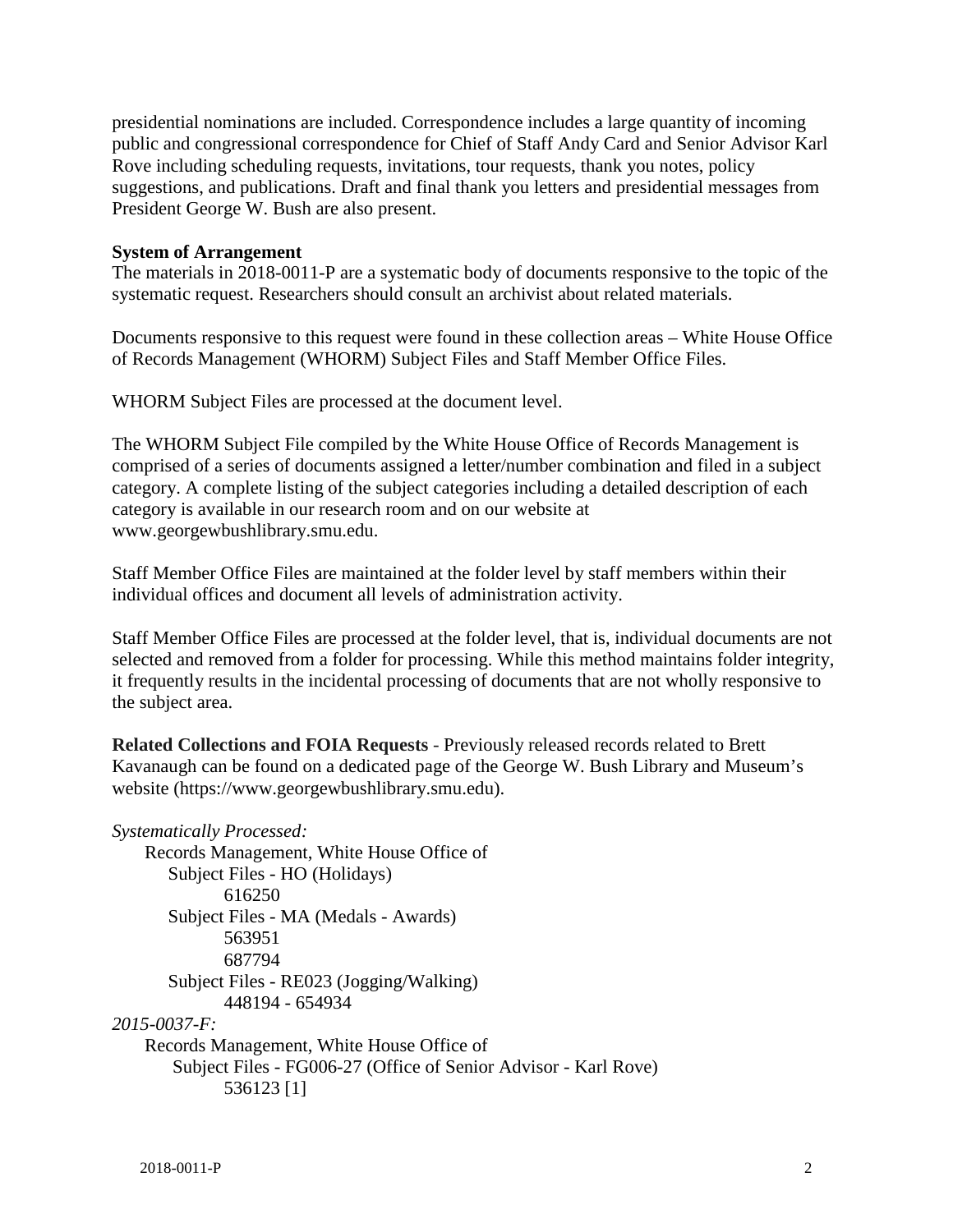presidential nominations are included. Correspondence includes a large quantity of incoming public and congressional correspondence for Chief of Staff Andy Card and Senior Advisor Karl Rove including scheduling requests, invitations, tour requests, thank you notes, policy suggestions, and publications. Draft and final thank you letters and presidential messages from President George W. Bush are also present.

**System of Arrangement**

The materials in 2018-0011-P are a systematic body of documents responsive to the topic of the systematic request. Researchers should consult an archivist about related materials.

Documents responsive to this request were found in these collection areas – White House Office of Records Management (WHORM) Subject Files and Staff Member Office Files.

WHORM Subject Files are processed at the document level.

The WHORM Subject File compiled by the White House Office of Records Management is comprised of a series of documents assigned a letter/number combination and filed in a subject category. A complete listing of the subject categories including a detailed description of each category is available in our research room and on our website at www.georgewbushlibrary.smu.edu.

Staff Member Office Files are maintained at the folder level by staff members within their individual offices and document all levels of administration activity.

Staff Member Office Files are processed at the folder level, that is, individual documents are not selected and removed from a folder for processing. While this method maintains folder integrity, it frequently results in the incidental processing of documents that are not wholly responsive to the subject area.

**Related Collections and FOIA Requests** - Previously released records related to Brett Kavanaugh can be found on a dedicated page of the George W. Bush Library and Museum's website (https://www.georgewbushlibrary.smu.edu).

*Systematically Processed:*

- Records Management, White House Office of
  - Subject Files - HO (Holidays)
    - 616250
  - Subject Files - MA (Medals - Awards)
    - 563951
    - 687794
  - Subject Files - RE023 (Jogging/Walking)
    - 448194 - 654934

*2015-0037-F:*

- Records Management, White House Office of
  - Subject Files - FG006-27 (Office of Senior Advisor - Karl Rove)
    - 536123 [1]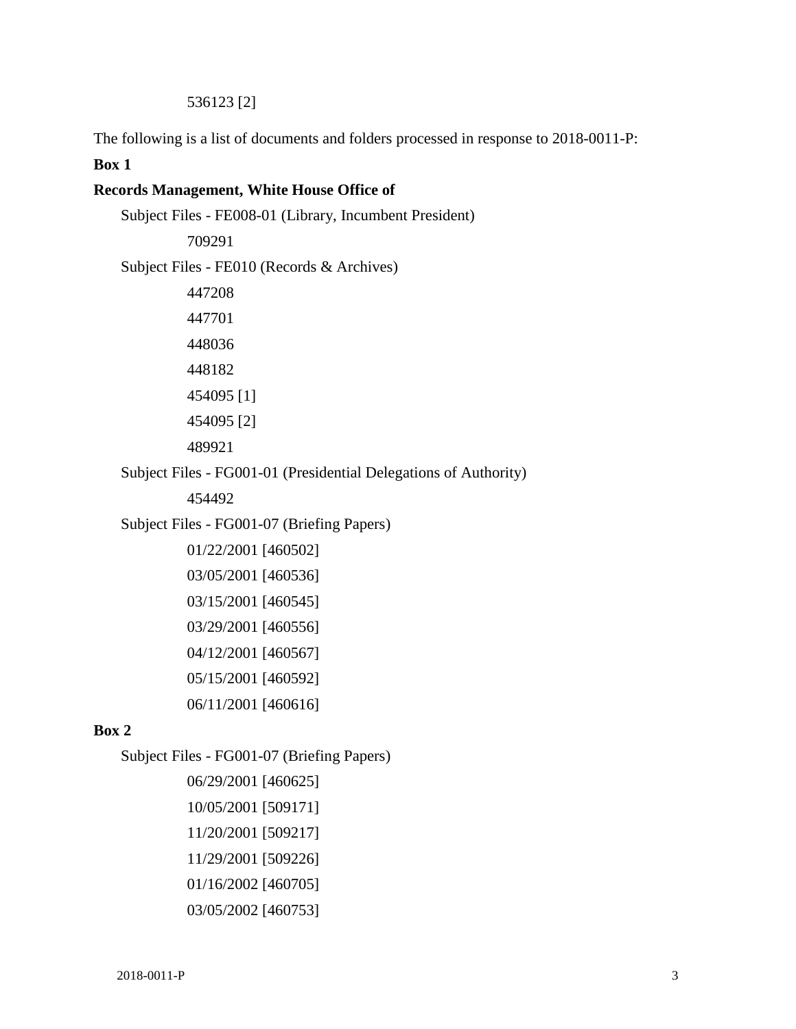536123 [2]

The following is a list of documents and folders processed in response to 2018-0011-P:

**Box 1**

**Records Management, White House Office of**

Subject Files - FE008-01 (Library, Incumbent President)

709291

Subject Files - FE010 (Records & Archives)

447208

447701

448036

448182

454095 [1]

454095 [2]

489921

Subject Files - FG001-01 (Presidential Delegations of Authority)

454492

Subject Files - FG001-07 (Briefing Papers)

01/22/2001 [460502]

03/05/2001 [460536]

03/15/2001 [460545]

03/29/2001 [460556]

04/12/2001 [460567]

05/15/2001 [460592]

06/11/2001 [460616]

**Box 2**

Subject Files - FG001-07 (Briefing Papers)

06/29/2001 [460625]

10/05/2001 [509171]

11/20/2001 [509217]

11/29/2001 [509226]

01/16/2002 [460705]

03/05/2002 [460753]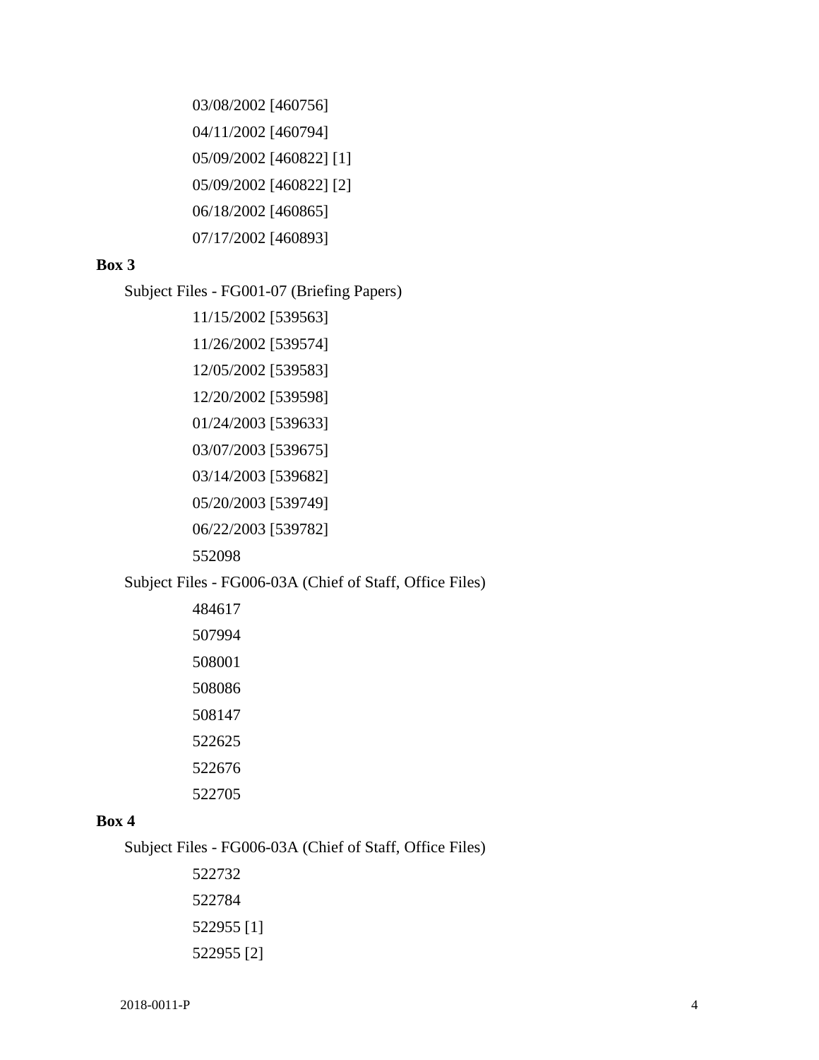03/08/2002 [460756]

04/11/2002 [460794]

05/09/2002 [460822] [1]

05/09/2002 [460822] [2]

06/18/2002 [460865]

07/17/2002 [460893]

**Box 3**

Subject Files - FG001-07 (Briefing Papers)

11/15/2002 [539563]

11/26/2002 [539574]

12/05/2002 [539583]

12/20/2002 [539598]

01/24/2003 [539633]

03/07/2003 [539675]

03/14/2003 [539682]

05/20/2003 [539749]

06/22/2003 [539782]

552098

Subject Files - FG006-03A (Chief of Staff, Office Files)

484617

507994

508001

508086

508147

522625

522676

522705

**Box 4**

Subject Files - FG006-03A (Chief of Staff, Office Files)

522732

522784

522955 [1]

522955 [2]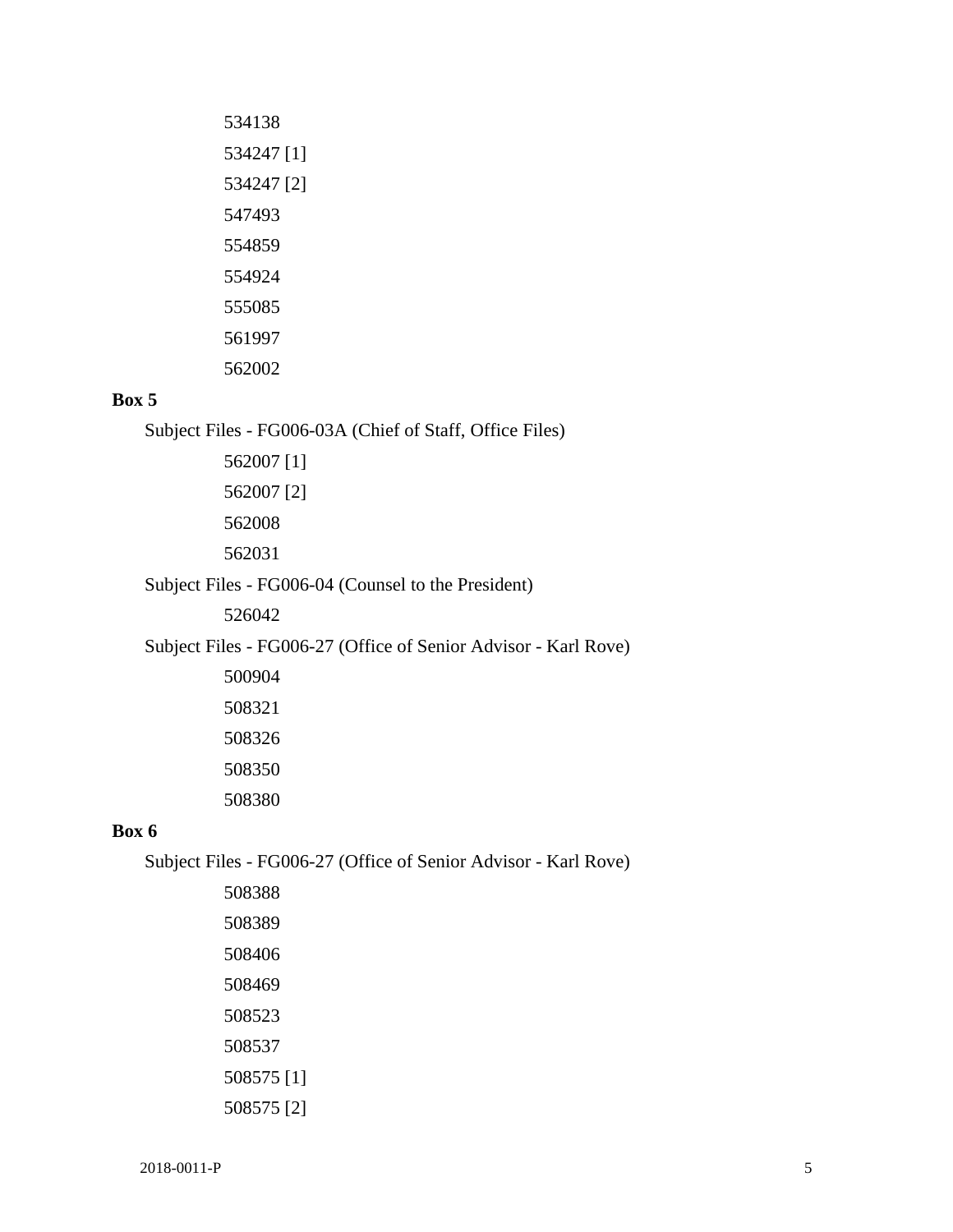534138

534247 [1]

534247 [2]

547493

554859

554924

555085

561997

562002

**Box 5**

Subject Files - FG006-03A (Chief of Staff, Office Files)

562007 [1]

562007 [2]

562008

562031

Subject Files - FG006-04 (Counsel to the President)

526042

Subject Files - FG006-27 (Office of Senior Advisor - Karl Rove)

500904

508321

508326

508350

508380

**Box 6**

Subject Files - FG006-27 (Office of Senior Advisor - Karl Rove)

508388

508389

508406

508469

508523

508537

508575 [1]

508575 [2]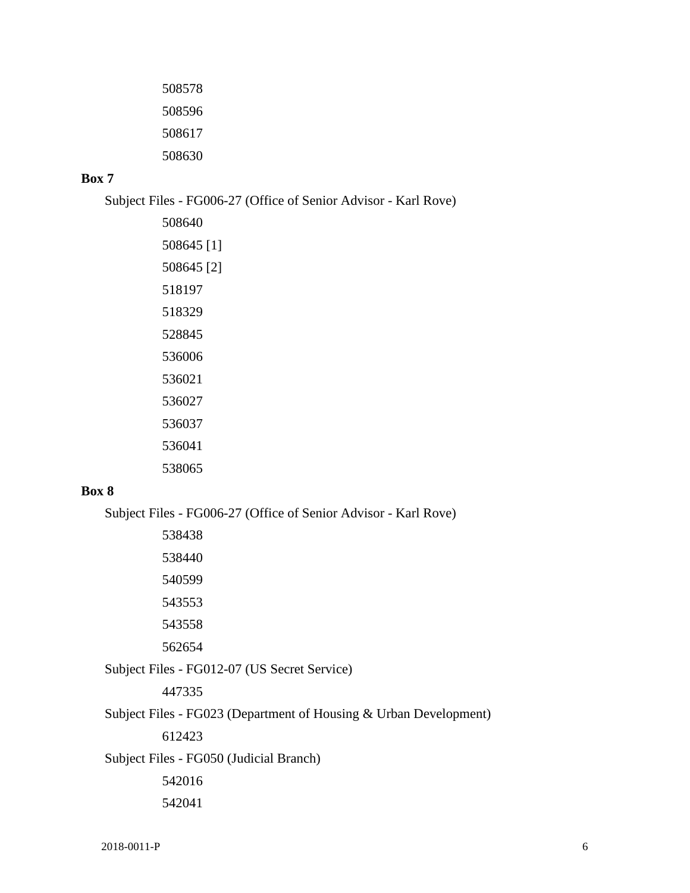508578

508596

508617

508630

**Box 7**

Subject Files - FG006-27 (Office of Senior Advisor - Karl Rove)

508640

508645 [1]

508645 [2]

518197

518329

528845

536006

536021

536027

536037

536041

538065

**Box 8**

Subject Files - FG006-27 (Office of Senior Advisor - Karl Rove)

538438

538440

540599

543553

543558

562654

Subject Files - FG012-07 (US Secret Service)

447335

Subject Files - FG023 (Department of Housing & Urban Development)

612423

Subject Files - FG050 (Judicial Branch)

542016

542041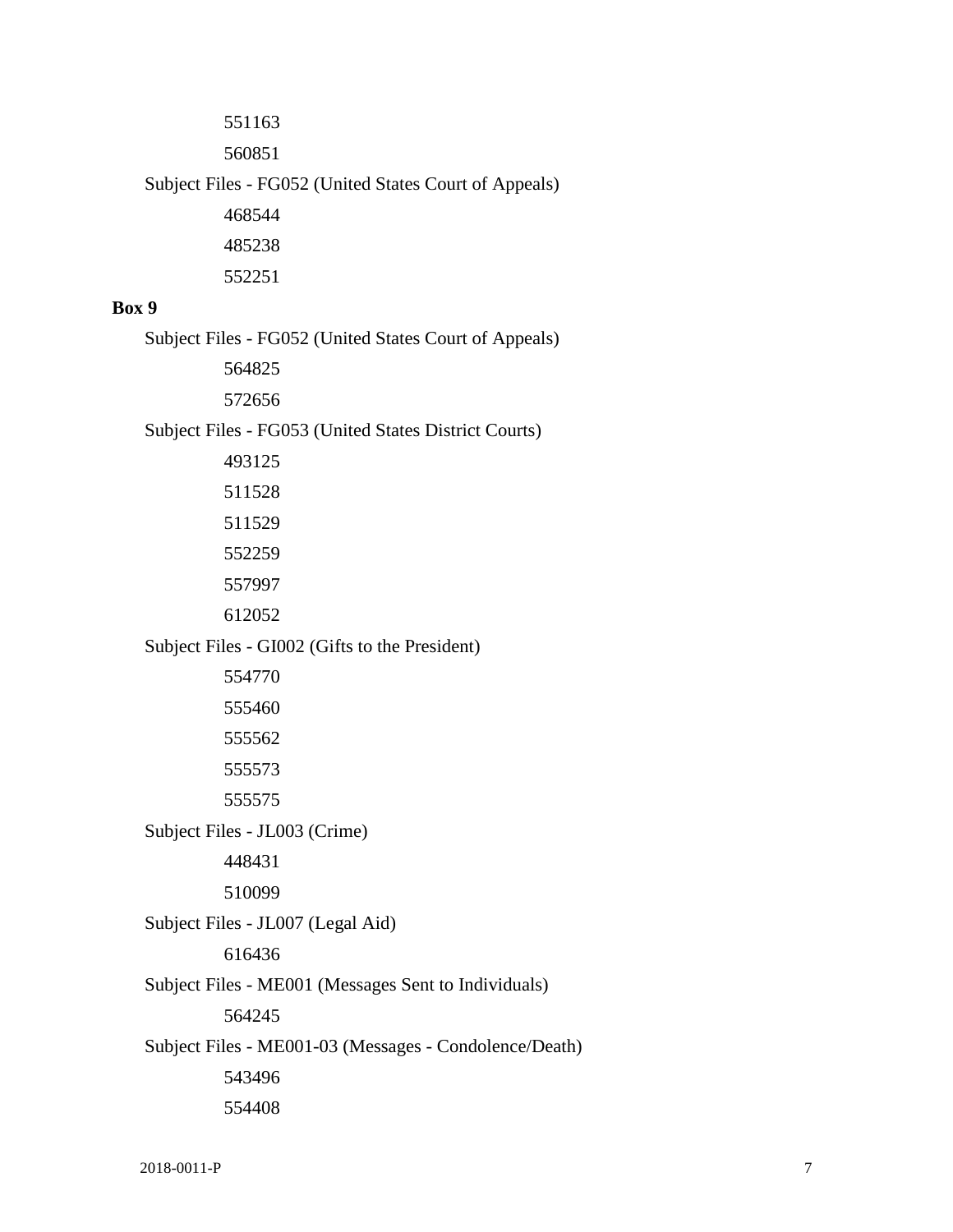551163

560851

Subject Files - FG052 (United States Court of Appeals)

468544

485238

552251

**Box 9**

Subject Files - FG052 (United States Court of Appeals)

564825

572656

Subject Files - FG053 (United States District Courts)

493125

511528

511529

552259

557997

612052

Subject Files - GI002 (Gifts to the President)

554770

555460

555562

555573

555575

Subject Files - JL003 (Crime)

448431

510099

Subject Files - JL007 (Legal Aid)

616436

Subject Files - ME001 (Messages Sent to Individuals)

564245

Subject Files - ME001-03 (Messages - Condolence/Death)

543496

554408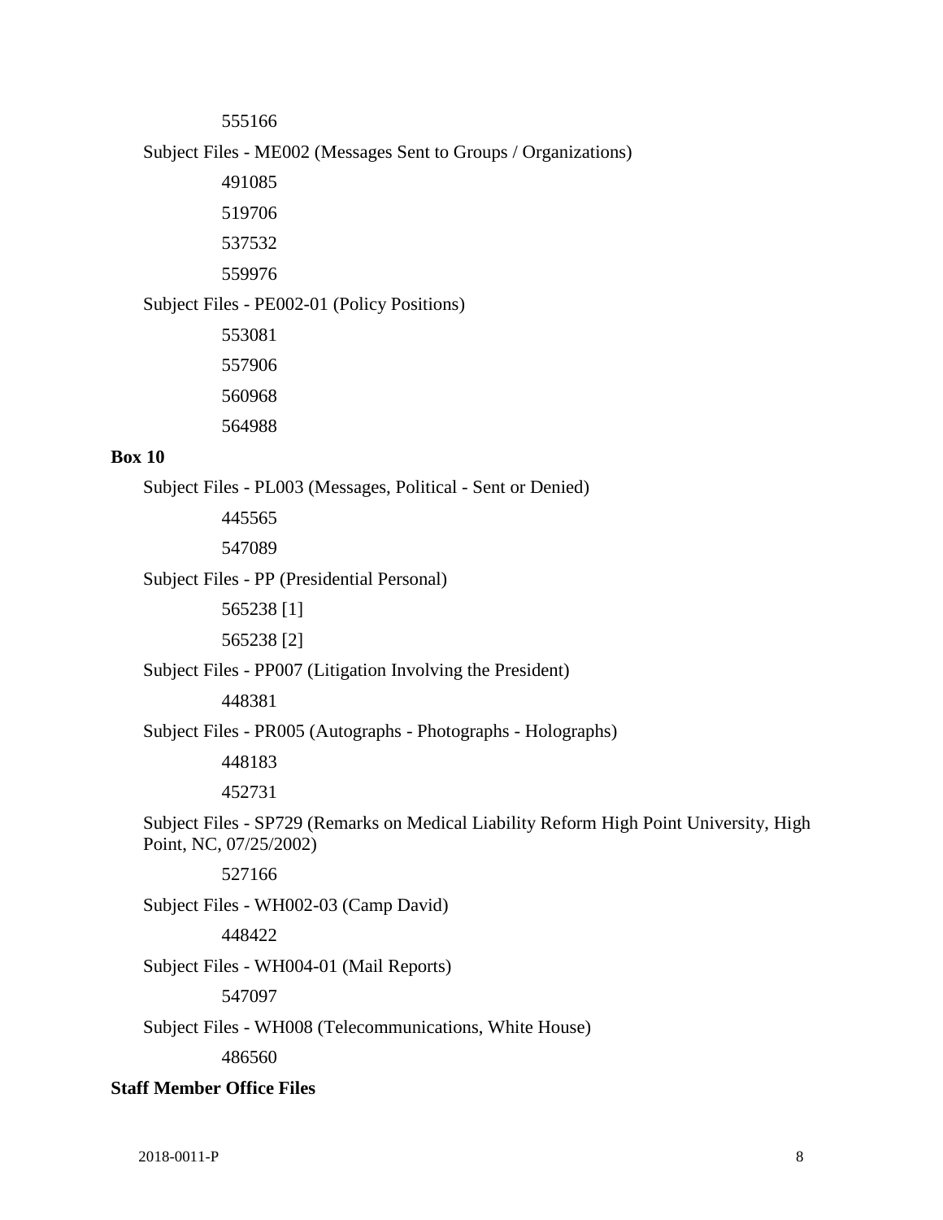555166

Subject Files - ME002 (Messages Sent to Groups / Organizations)

491085

519706

537532

559976

Subject Files - PE002-01 (Policy Positions)

553081

557906

560968

564988

**Box 10**

Subject Files - PL003 (Messages, Political - Sent or Denied)

445565

547089

Subject Files - PP (Presidential Personal)

565238 [1]

565238 [2]

Subject Files - PP007 (Litigation Involving the President)

448381

Subject Files - PR005 (Autographs - Photographs - Holographs)

448183

452731

Subject Files - SP729 (Remarks on Medical Liability Reform High Point University, High Point, NC, 07/25/2002)

527166

Subject Files - WH002-03 (Camp David)

448422

Subject Files - WH004-01 (Mail Reports)

547097

Subject Files - WH008 (Telecommunications, White House)

486560

**Staff Member Office Files**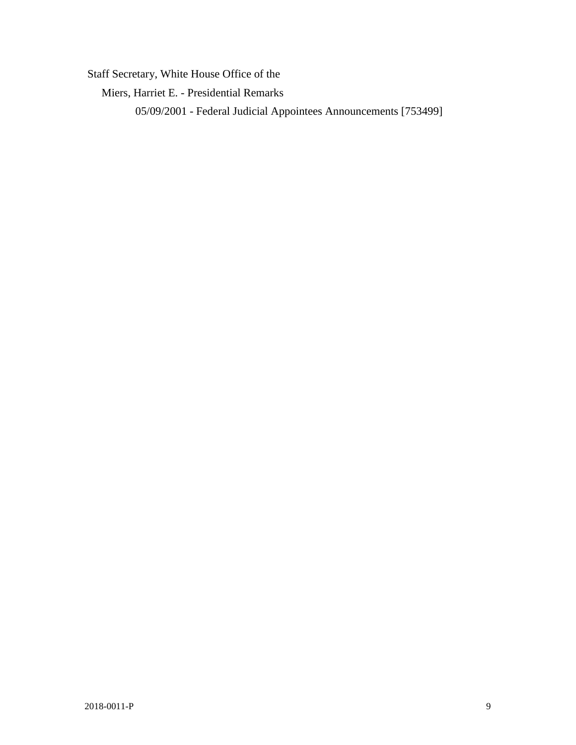Staff Secretary, White House Office of the

Miers, Harriet E. - Presidential Remarks

05/09/2001 - Federal Judicial Appointees Announcements [753499]